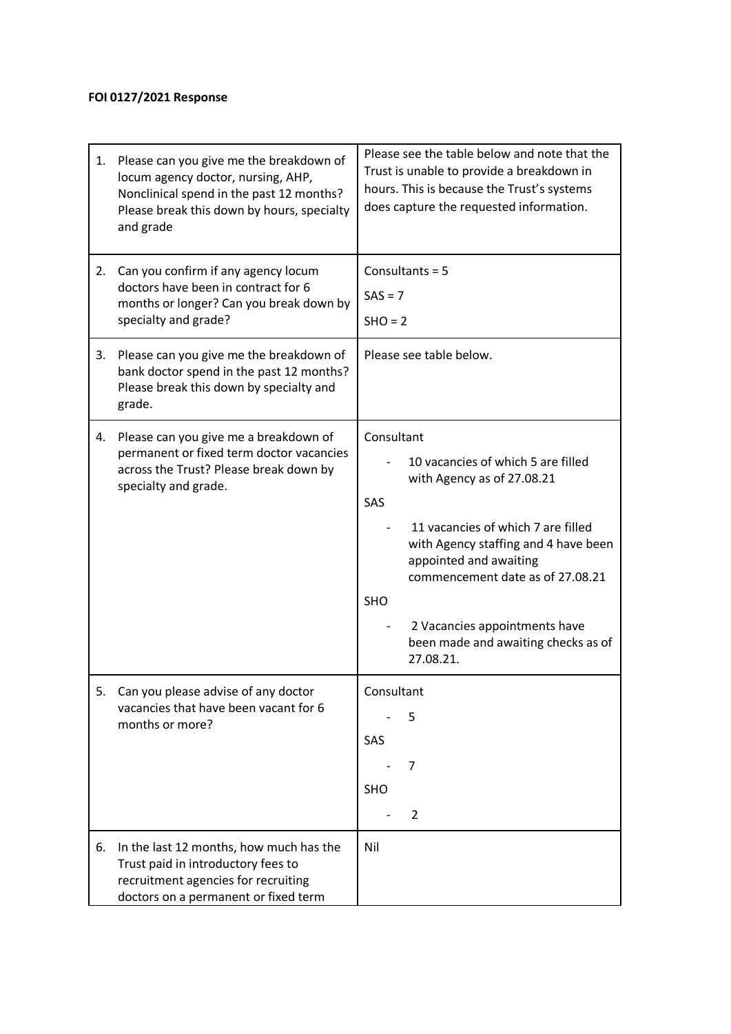**FOI 0127/2021 Response**

| | |
|---|---|
| 1. Please can you give me the breakdown of locum agency doctor, nursing, AHP, Nonclinical spend in the past 12 months? Please break this down by hours, specialty and grade | Please see the table below and note that the Trust is unable to provide a breakdown in hours. This is because the Trust's systems does capture the requested information. |
| 2. Can you confirm if any agency locum doctors have been in contract for 6 months or longer? Can you break down by specialty and grade? | Consultants = 5<br>SAS = 7<br>SHO = 2 |
| 3. Please can you give me the breakdown of bank doctor spend in the past 12 months? Please break this down by specialty and grade. | Please see table below. |
| 4. Please can you give me a breakdown of permanent or fixed term doctor vacancies across the Trust? Please break down by specialty and grade. | Consultant<br>- 10 vacancies of which 5 are filled with Agency as of 27.08.21<br>SAS<br>- 11 vacancies of which 7 are filled with Agency staffing and 4 have been appointed and awaiting commencement date as of 27.08.21<br>SHO<br>- 2 Vacancies appointments have been made and awaiting checks as of 27.08.21. |
| 5. Can you please advise of any doctor vacancies that have been vacant for 6 months or more? | Consultant<br>- 5<br>SAS<br>- 7<br>SHO<br>- 2 |
| 6. In the last 12 months, how much has the Trust paid in introductory fees to recruitment agencies for recruiting doctors on a permanent or fixed term | Nil |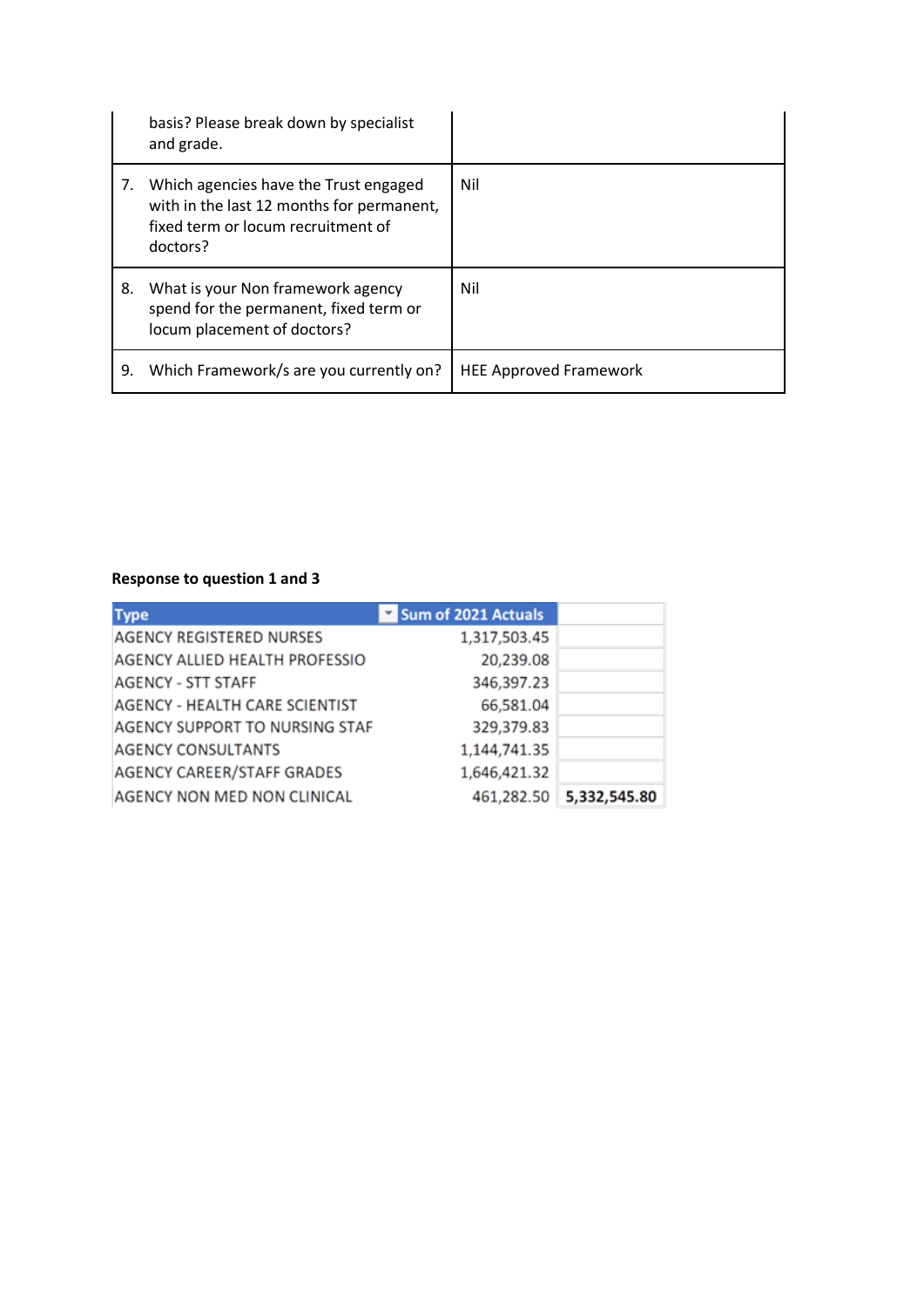| | | |
|---|---|---|
| | basis? Please break down by specialist and grade. | |
| 7. | Which agencies have the Trust engaged with in the last 12 months for permanent, fixed term or locum recruitment of doctors? | Nil |
| 8. | What is your Non framework agency spend for the permanent, fixed term or locum placement of doctors? | Nil |
| 9. | Which Framework/s are you currently on? | HEE Approved Framework |

**Response to question 1 and 3**

| Type | Sum of 2021 Actuals | |
|---|---|---|
| AGENCY REGISTERED NURSES | 1,317,503.45 | |
| AGENCY ALLIED HEALTH PROFESSIO | 20,239.08 | |
| AGENCY - STT STAFF | 346,397.23 | |
| AGENCY - HEALTH CARE SCIENTIST | 66,581.04 | |
| AGENCY SUPPORT TO NURSING STAF | 329,379.83 | |
| AGENCY CONSULTANTS | 1,144,741.35 | |
| AGENCY CAREER/STAFF GRADES | 1,646,421.32 | |
| AGENCY NON MED NON CLINICAL | 461,282.50 | **5,332,545.80** |